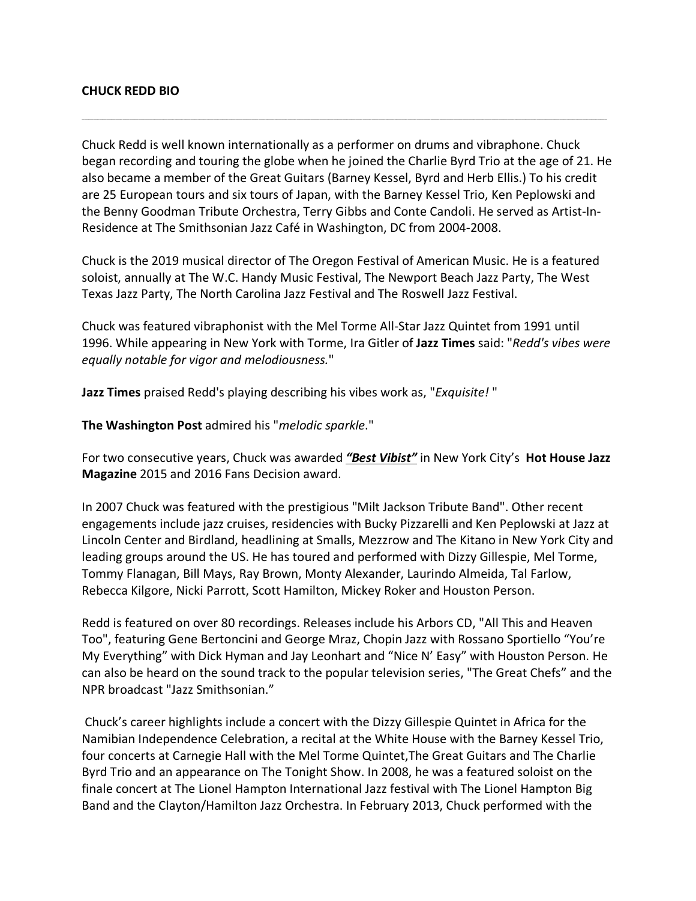**CHUCK REDD BIO**

---

Chuck Redd is well known internationally as a performer on drums and vibraphone. Chuck began recording and touring the globe when he joined the Charlie Byrd Trio at the age of 21. He also became a member of the Great Guitars (Barney Kessel, Byrd and Herb Ellis.) To his credit are 25 European tours and six tours of Japan, with the Barney Kessel Trio, Ken Peplowski and the Benny Goodman Tribute Orchestra, Terry Gibbs and Conte Candoli. He served as Artist-In-Residence at The Smithsonian Jazz Café in Washington, DC from 2004-2008.

Chuck is the 2019 musical director of The Oregon Festival of American Music. He is a featured soloist, annually at The W.C. Handy Music Festival, The Newport Beach Jazz Party, The West Texas Jazz Party, The North Carolina Jazz Festival and The Roswell Jazz Festival.

Chuck was featured vibraphonist with the Mel Torme All-Star Jazz Quintet from 1991 until 1996. While appearing in New York with Torme, Ira Gitler of **Jazz Times** said: "*Redd's vibes were equally notable for vigor and melodiousness.*"

**Jazz Times** praised Redd's playing describing his vibes work as, "*Exquisite!* "

**The Washington Post** admired his "*melodic sparkle*."

For two consecutive years, Chuck was awarded ***"Best Vibist"*** in New York City's **Hot House Jazz Magazine** 2015 and 2016 Fans Decision award.

In 2007 Chuck was featured with the prestigious "Milt Jackson Tribute Band". Other recent engagements include jazz cruises, residencies with Bucky Pizzarelli and Ken Peplowski at Jazz at Lincoln Center and Birdland, headlining at Smalls, Mezzrow and The Kitano in New York City and leading groups around the US. He has toured and performed with Dizzy Gillespie, Mel Torme, Tommy Flanagan, Bill Mays, Ray Brown, Monty Alexander, Laurindo Almeida, Tal Farlow, Rebecca Kilgore, Nicki Parrott, Scott Hamilton, Mickey Roker and Houston Person.

Redd is featured on over 80 recordings. Releases include his Arbors CD, "All This and Heaven Too", featuring Gene Bertoncini and George Mraz, Chopin Jazz with Rossano Sportiello "You're My Everything" with Dick Hyman and Jay Leonhart and "Nice N' Easy" with Houston Person. He can also be heard on the sound track to the popular television series, "The Great Chefs" and the NPR broadcast "Jazz Smithsonian."

Chuck's career highlights include a concert with the Dizzy Gillespie Quintet in Africa for the Namibian Independence Celebration, a recital at the White House with the Barney Kessel Trio, four concerts at Carnegie Hall with the Mel Torme Quintet,The Great Guitars and The Charlie Byrd Trio and an appearance on The Tonight Show. In 2008, he was a featured soloist on the finale concert at The Lionel Hampton International Jazz festival with The Lionel Hampton Big Band and the Clayton/Hamilton Jazz Orchestra. In February 2013, Chuck performed with the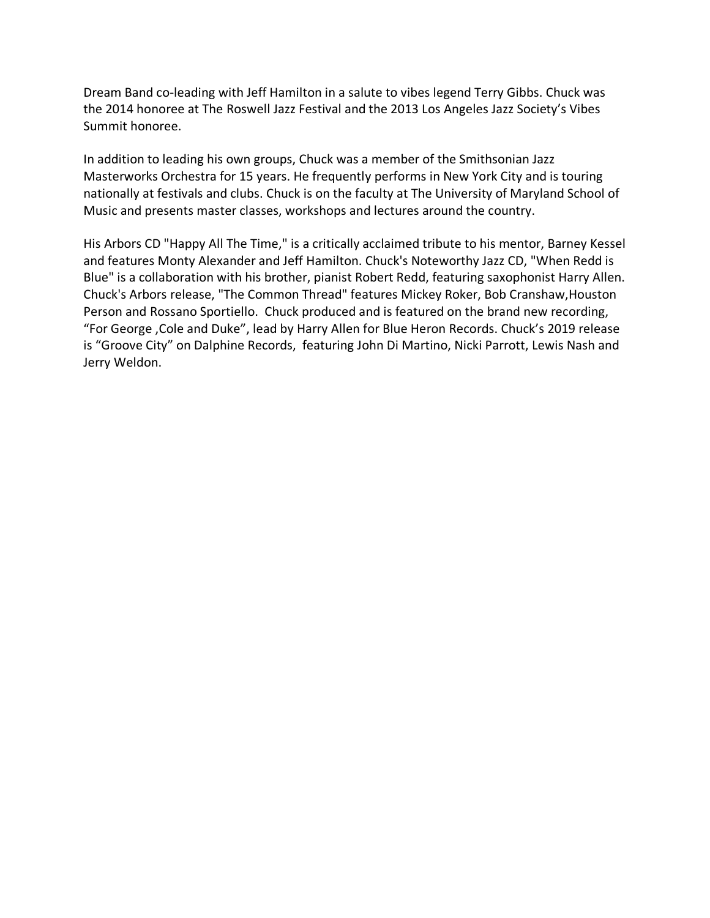Dream Band co-leading with Jeff Hamilton in a salute to vibes legend Terry Gibbs. Chuck was the 2014 honoree at The Roswell Jazz Festival and the 2013 Los Angeles Jazz Society's Vibes Summit honoree.

In addition to leading his own groups, Chuck was a member of the Smithsonian Jazz Masterworks Orchestra for 15 years. He frequently performs in New York City and is touring nationally at festivals and clubs. Chuck is on the faculty at The University of Maryland School of Music and presents master classes, workshops and lectures around the country.

His Arbors CD "Happy All The Time," is a critically acclaimed tribute to his mentor, Barney Kessel and features Monty Alexander and Jeff Hamilton. Chuck's Noteworthy Jazz CD, "When Redd is Blue" is a collaboration with his brother, pianist Robert Redd, featuring saxophonist Harry Allen. Chuck's Arbors release, "The Common Thread" features Mickey Roker, Bob Cranshaw,Houston Person and Rossano Sportiello. Chuck produced and is featured on the brand new recording, "For George ,Cole and Duke", lead by Harry Allen for Blue Heron Records. Chuck's 2019 release is "Groove City" on Dalphine Records, featuring John Di Martino, Nicki Parrott, Lewis Nash and Jerry Weldon.